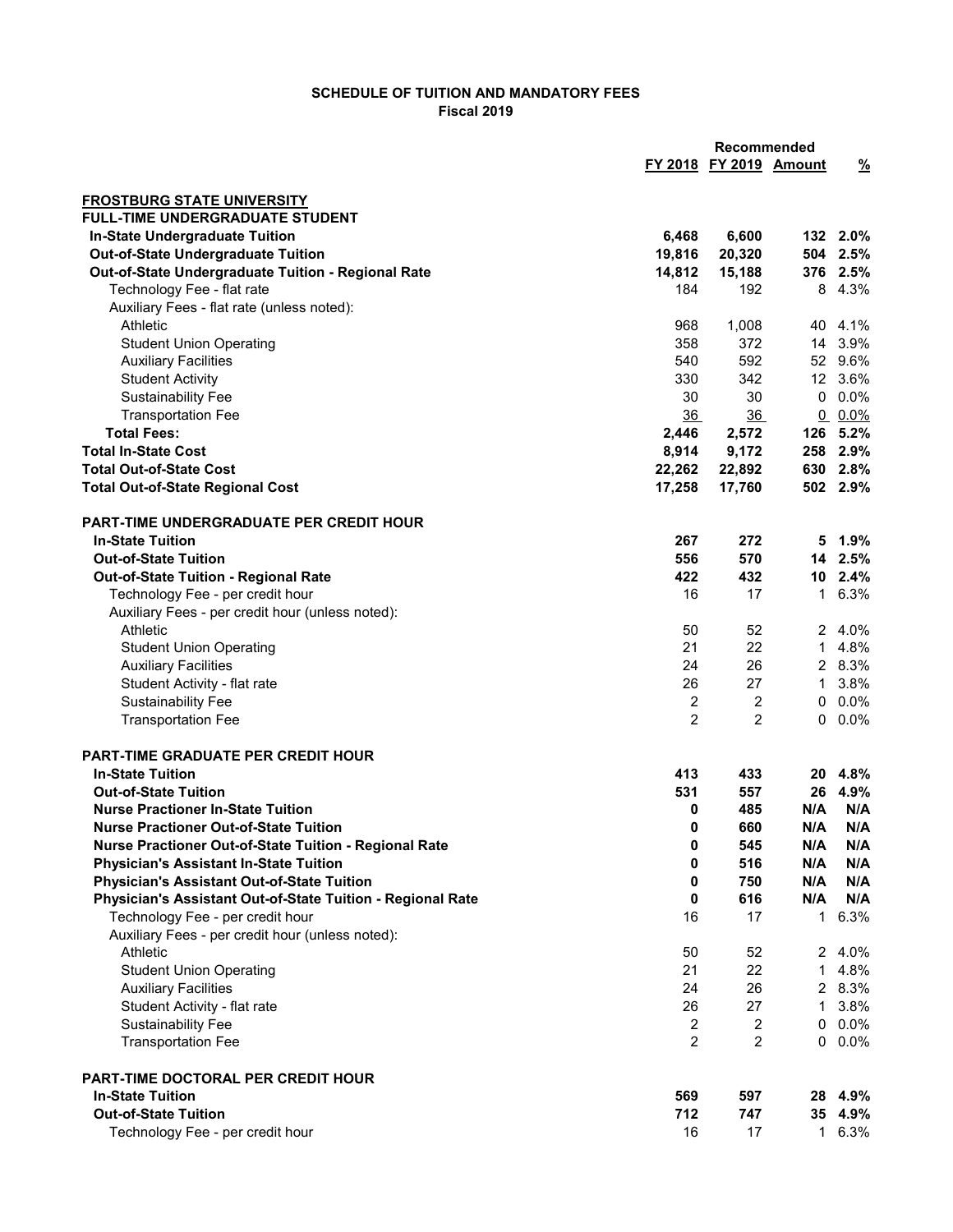**SCHEDULE OF TUITION AND MANDATORY FEES**
**Fiscal 2019**

| | FY 2018 | Recommended FY 2019 | Amount | % |
|---|---|---|---|---|
| **FROSTBURG STATE UNIVERSITY** | | | | |
| **FULL-TIME UNDERGRADUATE STUDENT** | | | | |
| **In-State Undergraduate Tuition** | **6,468** | **6,600** | **132** | **2.0%** |
| **Out-of-State Undergraduate Tuition** | **19,816** | **20,320** | **504** | **2.5%** |
| **Out-of-State Undergraduate Tuition - Regional Rate** | **14,812** | **15,188** | **376** | **2.5%** |
| Technology Fee - flat rate | 184 | 192 | 8 | 4.3% |
| Auxiliary Fees - flat rate (unless noted): | | | | |
| Athletic | 968 | 1,008 | 40 | 4.1% |
| Student Union Operating | 358 | 372 | 14 | 3.9% |
| Auxiliary Facilities | 540 | 592 | 52 | 9.6% |
| Student Activity | 330 | 342 | 12 | 3.6% |
| Sustainability Fee | 30 | 30 | 0 | 0.0% |
| Transportation Fee | 36 | 36 | 0 | 0.0% |
| **Total Fees:** | **2,446** | **2,572** | **126** | **5.2%** |
| **Total In-State Cost** | **8,914** | **9,172** | **258** | **2.9%** |
| **Total Out-of-State Cost** | **22,262** | **22,892** | **630** | **2.8%** |
| **Total Out-of-State Regional Cost** | **17,258** | **17,760** | **502** | **2.9%** |
| | | | | |
| **PART-TIME UNDERGRADUATE PER CREDIT HOUR** | | | | |
| **In-State Tuition** | **267** | **272** | **5** | **1.9%** |
| **Out-of-State Tuition** | **556** | **570** | **14** | **2.5%** |
| **Out-of-State Tuition - Regional Rate** | **422** | **432** | **10** | **2.4%** |
| Technology Fee - per credit hour | 16 | 17 | 1 | 6.3% |
| Auxiliary Fees - per credit hour (unless noted): | | | | |
| Athletic | 50 | 52 | 2 | 4.0% |
| Student Union Operating | 21 | 22 | 1 | 4.8% |
| Auxiliary Facilities | 24 | 26 | 2 | 8.3% |
| Student Activity - flat rate | 26 | 27 | 1 | 3.8% |
| Sustainability Fee | 2 | 2 | 0 | 0.0% |
| Transportation Fee | 2 | 2 | 0 | 0.0% |
| | | | | |
| **PART-TIME GRADUATE PER CREDIT HOUR** | | | | |
| **In-State Tuition** | **413** | **433** | **20** | **4.8%** |
| **Out-of-State Tuition** | **531** | **557** | **26** | **4.9%** |
| **Nurse Practioner In-State Tuition** | **0** | **485** | **N/A** | **N/A** |
| **Nurse Practioner Out-of-State Tuition** | **0** | **660** | **N/A** | **N/A** |
| **Nurse Practioner Out-of-State Tuition - Regional Rate** | **0** | **545** | **N/A** | **N/A** |
| **Physician's Assistant In-State Tuition** | **0** | **516** | **N/A** | **N/A** |
| **Physician's Assistant Out-of-State Tuition** | **0** | **750** | **N/A** | **N/A** |
| **Physician's Assistant Out-of-State Tuition - Regional Rate** | **0** | **616** | **N/A** | **N/A** |
| Technology Fee - per credit hour | 16 | 17 | 1 | 6.3% |
| Auxiliary Fees - per credit hour (unless noted): | | | | |
| Athletic | 50 | 52 | 2 | 4.0% |
| Student Union Operating | 21 | 22 | 1 | 4.8% |
| Auxiliary Facilities | 24 | 26 | 2 | 8.3% |
| Student Activity - flat rate | 26 | 27 | 1 | 3.8% |
| Sustainability Fee | 2 | 2 | 0 | 0.0% |
| Transportation Fee | 2 | 2 | 0 | 0.0% |
| | | | | |
| **PART-TIME DOCTORAL PER CREDIT HOUR** | | | | |
| **In-State Tuition** | **569** | **597** | **28** | **4.9%** |
| **Out-of-State Tuition** | **712** | **747** | **35** | **4.9%** |
| Technology Fee - per credit hour | 16 | 17 | 1 | 6.3% |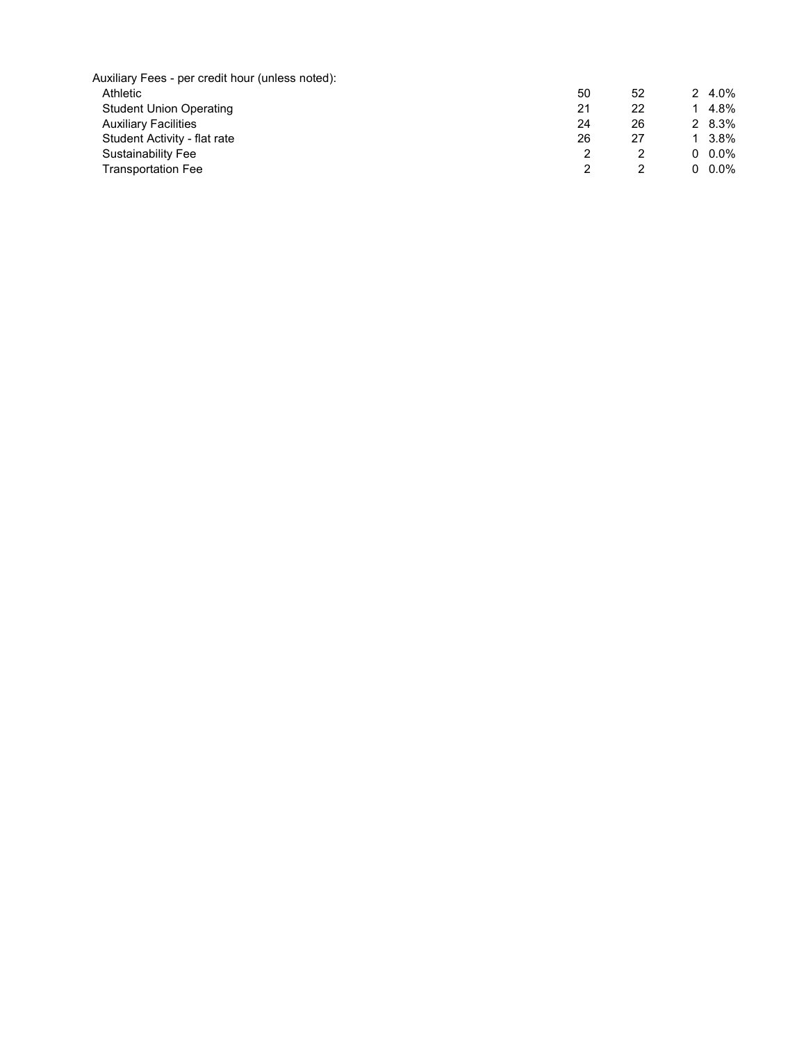| | | | | |
|---|---|---|---|---|
| Auxiliary Fees - per credit hour (unless noted): | | | | |
| Athletic | 50 | 52 | 2 | 4.0% |
| Student Union Operating | 21 | 22 | 1 | 4.8% |
| Auxiliary Facilities | 24 | 26 | 2 | 8.3% |
| Student Activity - flat rate | 26 | 27 | 1 | 3.8% |
| Sustainability Fee | 2 | 2 | 0 | 0.0% |
| Transportation Fee | 2 | 2 | 0 | 0.0% |